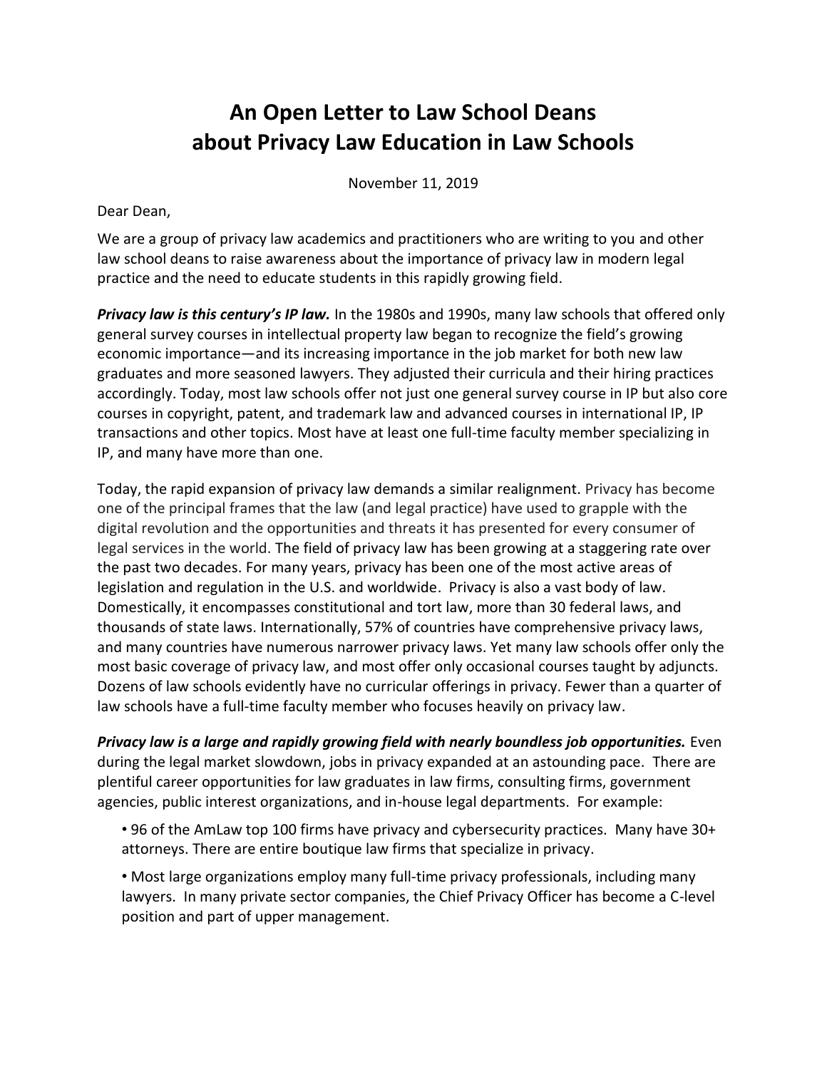# An Open Letter to Law School Deans about Privacy Law Education in Law Schools

November 11, 2019

Dear Dean,

We are a group of privacy law academics and practitioners who are writing to you and other law school deans to raise awareness about the importance of privacy law in modern legal practice and the need to educate students in this rapidly growing field.

***Privacy law is this century's IP law.*** In the 1980s and 1990s, many law schools that offered only general survey courses in intellectual property law began to recognize the field's growing economic importance—and its increasing importance in the job market for both new law graduates and more seasoned lawyers. They adjusted their curricula and their hiring practices accordingly. Today, most law schools offer not just one general survey course in IP but also core courses in copyright, patent, and trademark law and advanced courses in international IP, IP transactions and other topics. Most have at least one full-time faculty member specializing in IP, and many have more than one.

Today, the rapid expansion of privacy law demands a similar realignment. Privacy has become one of the principal frames that the law (and legal practice) have used to grapple with the digital revolution and the opportunities and threats it has presented for every consumer of legal services in the world. The field of privacy law has been growing at a staggering rate over the past two decades. For many years, privacy has been one of the most active areas of legislation and regulation in the U.S. and worldwide. Privacy is also a vast body of law. Domestically, it encompasses constitutional and tort law, more than 30 federal laws, and thousands of state laws. Internationally, 57% of countries have comprehensive privacy laws, and many countries have numerous narrower privacy laws. Yet many law schools offer only the most basic coverage of privacy law, and most offer only occasional courses taught by adjuncts. Dozens of law schools evidently have no curricular offerings in privacy. Fewer than a quarter of law schools have a full-time faculty member who focuses heavily on privacy law.

***Privacy law is a large and rapidly growing field with nearly boundless job opportunities.*** Even during the legal market slowdown, jobs in privacy expanded at an astounding pace. There are plentiful career opportunities for law graduates in law firms, consulting firms, government agencies, public interest organizations, and in-house legal departments. For example:

- 96 of the AmLaw top 100 firms have privacy and cybersecurity practices. Many have 30+ attorneys. There are entire boutique law firms that specialize in privacy.
- Most large organizations employ many full-time privacy professionals, including many lawyers. In many private sector companies, the Chief Privacy Officer has become a C-level position and part of upper management.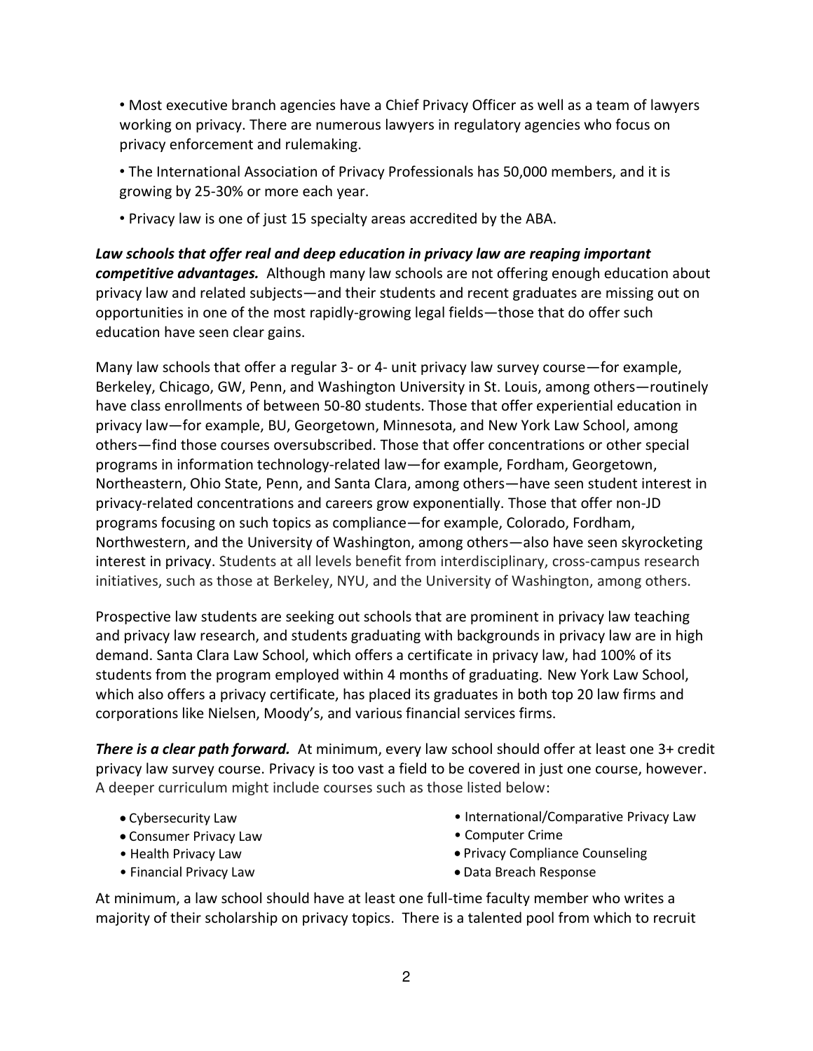- Most executive branch agencies have a Chief Privacy Officer as well as a team of lawyers working on privacy. There are numerous lawyers in regulatory agencies who focus on privacy enforcement and rulemaking.
- The International Association of Privacy Professionals has 50,000 members, and it is growing by 25-30% or more each year.
- Privacy law is one of just 15 specialty areas accredited by the ABA.

***Law schools that offer real and deep education in privacy law are reaping important competitive advantages.*** Although many law schools are not offering enough education about privacy law and related subjects—and their students and recent graduates are missing out on opportunities in one of the most rapidly-growing legal fields—those that do offer such education have seen clear gains.

Many law schools that offer a regular 3- or 4- unit privacy law survey course—for example, Berkeley, Chicago, GW, Penn, and Washington University in St. Louis, among others—routinely have class enrollments of between 50-80 students. Those that offer experiential education in privacy law—for example, BU, Georgetown, Minnesota, and New York Law School, among others—find those courses oversubscribed. Those that offer concentrations or other special programs in information technology-related law—for example, Fordham, Georgetown, Northeastern, Ohio State, Penn, and Santa Clara, among others—have seen student interest in privacy-related concentrations and careers grow exponentially. Those that offer non-JD programs focusing on such topics as compliance—for example, Colorado, Fordham, Northwestern, and the University of Washington, among others—also have seen skyrocketing interest in privacy. Students at all levels benefit from interdisciplinary, cross-campus research initiatives, such as those at Berkeley, NYU, and the University of Washington, among others.

Prospective law students are seeking out schools that are prominent in privacy law teaching and privacy law research, and students graduating with backgrounds in privacy law are in high demand. Santa Clara Law School, which offers a certificate in privacy law, had 100% of its students from the program employed within 4 months of graduating. New York Law School, which also offers a privacy certificate, has placed its graduates in both top 20 law firms and corporations like Nielsen, Moody's, and various financial services firms.

***There is a clear path forward.*** At minimum, every law school should offer at least one 3+ credit privacy law survey course. Privacy is too vast a field to be covered in just one course, however. A deeper curriculum might include courses such as those listed below:

- Cybersecurity Law
- Consumer Privacy Law
- Health Privacy Law
- Financial Privacy Law
- International/Comparative Privacy Law
- Computer Crime
- Privacy Compliance Counseling
- Data Breach Response

At minimum, a law school should have at least one full-time faculty member who writes a majority of their scholarship on privacy topics. There is a talented pool from which to recruit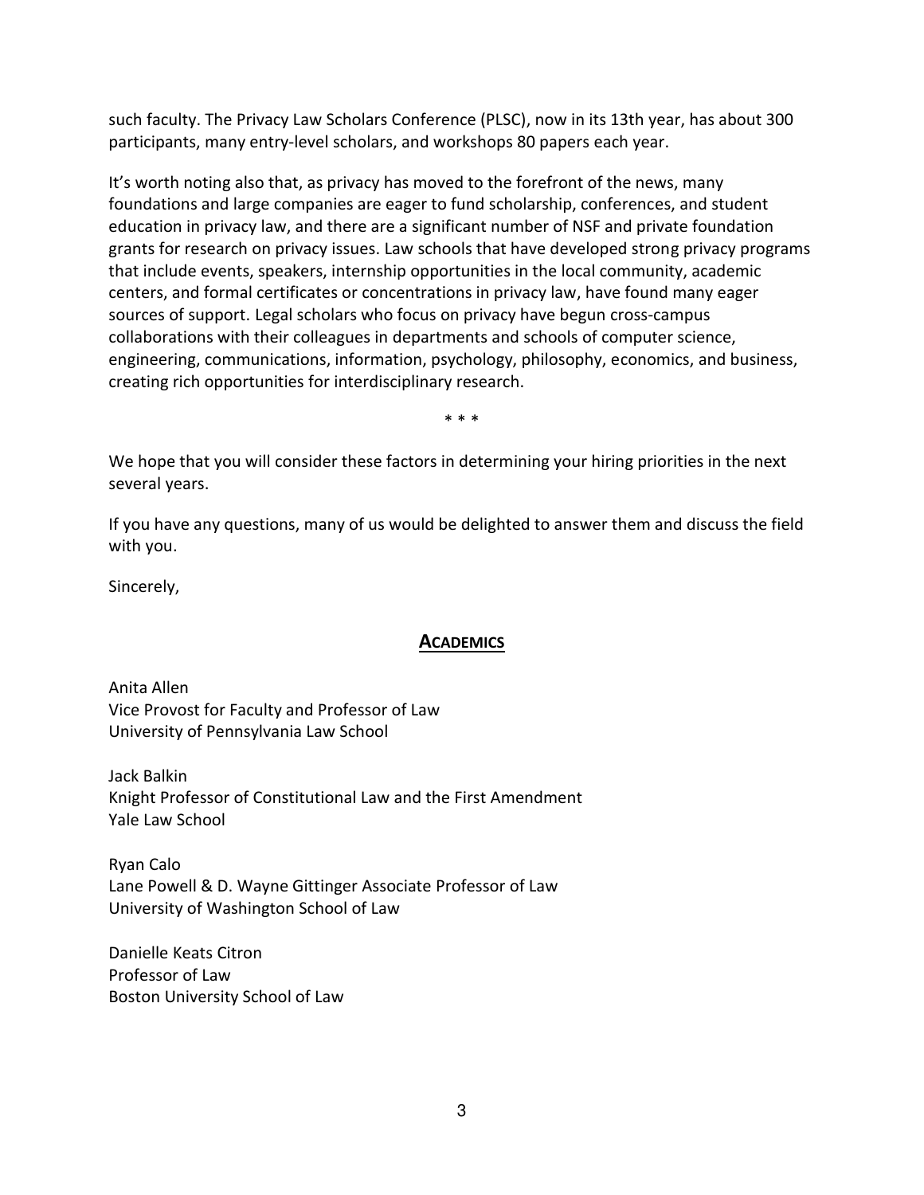such faculty. The Privacy Law Scholars Conference (PLSC), now in its 13th year, has about 300 participants, many entry-level scholars, and workshops 80 papers each year.

It's worth noting also that, as privacy has moved to the forefront of the news, many foundations and large companies are eager to fund scholarship, conferences, and student education in privacy law, and there are a significant number of NSF and private foundation grants for research on privacy issues. Law schools that have developed strong privacy programs that include events, speakers, internship opportunities in the local community, academic centers, and formal certificates or concentrations in privacy law, have found many eager sources of support. Legal scholars who focus on privacy have begun cross-campus collaborations with their colleagues in departments and schools of computer science, engineering, communications, information, psychology, philosophy, economics, and business, creating rich opportunities for interdisciplinary research.

\* \* \*

We hope that you will consider these factors in determining your hiring priorities in the next several years.

If you have any questions, many of us would be delighted to answer them and discuss the field with you.

Sincerely,

## **ACADEMICS**

Anita Allen
Vice Provost for Faculty and Professor of Law
University of Pennsylvania Law School

Jack Balkin
Knight Professor of Constitutional Law and the First Amendment
Yale Law School

Ryan Calo
Lane Powell & D. Wayne Gittinger Associate Professor of Law
University of Washington School of Law

Danielle Keats Citron
Professor of Law
Boston University School of Law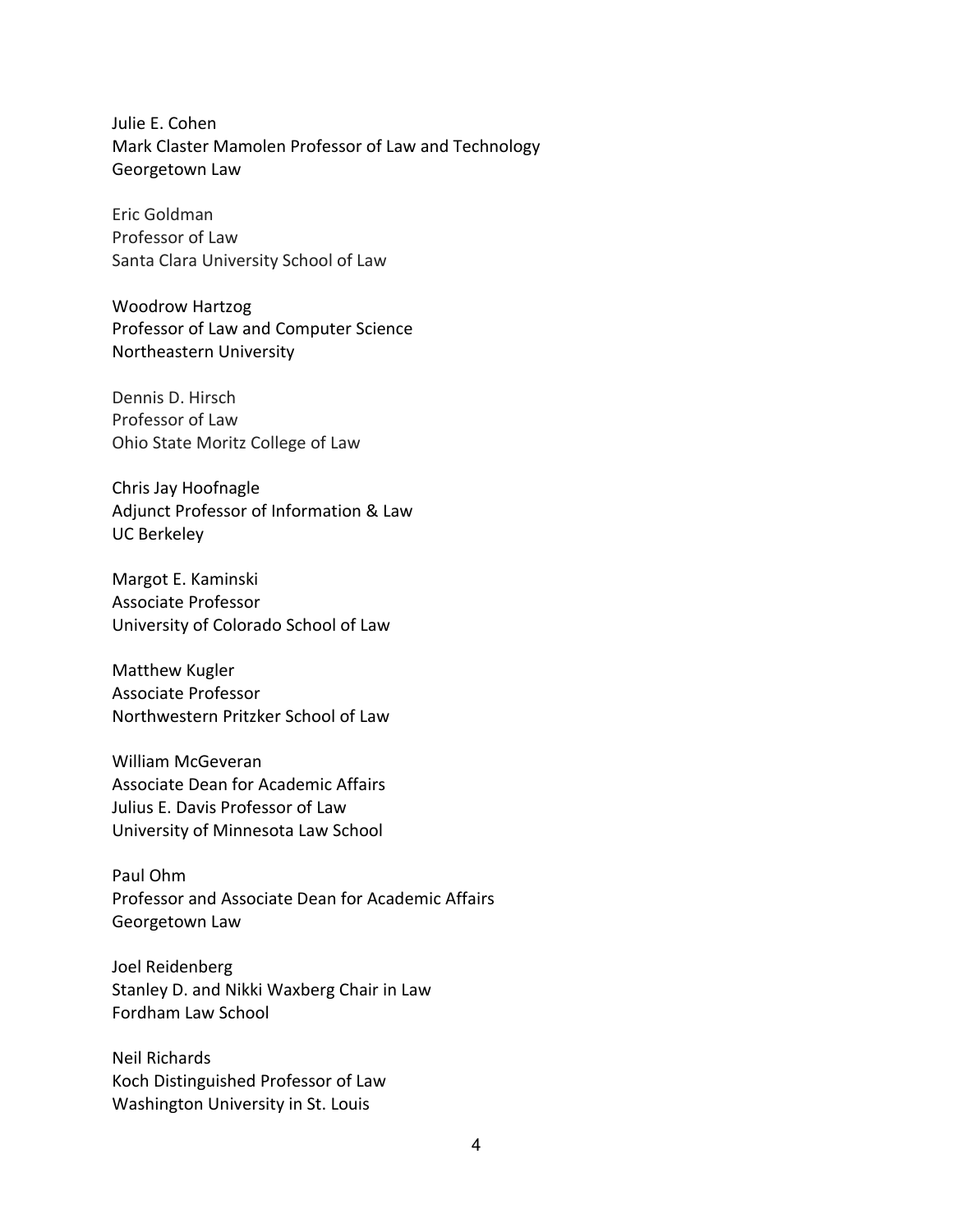Julie E. Cohen
Mark Claster Mamolen Professor of Law and Technology
Georgetown Law

Eric Goldman
Professor of Law
Santa Clara University School of Law

Woodrow Hartzog
Professor of Law and Computer Science
Northeastern University

Dennis D. Hirsch
Professor of Law
Ohio State Moritz College of Law

Chris Jay Hoofnagle
Adjunct Professor of Information & Law
UC Berkeley

Margot E. Kaminski
Associate Professor
University of Colorado School of Law

Matthew Kugler
Associate Professor
Northwestern Pritzker School of Law

William McGeveran
Associate Dean for Academic Affairs
Julius E. Davis Professor of Law
University of Minnesota Law School

Paul Ohm
Professor and Associate Dean for Academic Affairs
Georgetown Law

Joel Reidenberg
Stanley D. and Nikki Waxberg Chair in Law
Fordham Law School

Neil Richards
Koch Distinguished Professor of Law
Washington University in St. Louis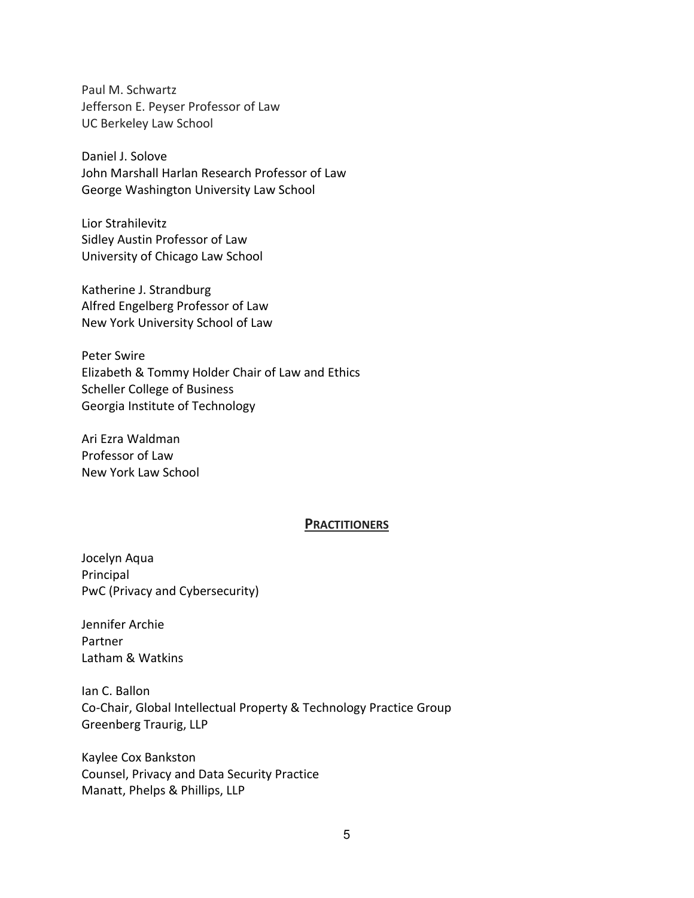Paul M. Schwartz
Jefferson E. Peyser Professor of Law
UC Berkeley Law School

Daniel J. Solove
John Marshall Harlan Research Professor of Law
George Washington University Law School

Lior Strahilevitz
Sidley Austin Professor of Law
University of Chicago Law School

Katherine J. Strandburg
Alfred Engelberg Professor of Law
New York University School of Law

Peter Swire
Elizabeth & Tommy Holder Chair of Law and Ethics
Scheller College of Business
Georgia Institute of Technology

Ari Ezra Waldman
Professor of Law
New York Law School

## **PRACTITIONERS**

Jocelyn Aqua
Principal
PwC (Privacy and Cybersecurity)

Jennifer Archie
Partner
Latham & Watkins

Ian C. Ballon
Co-Chair, Global Intellectual Property & Technology Practice Group
Greenberg Traurig, LLP

Kaylee Cox Bankston
Counsel, Privacy and Data Security Practice
Manatt, Phelps & Phillips, LLP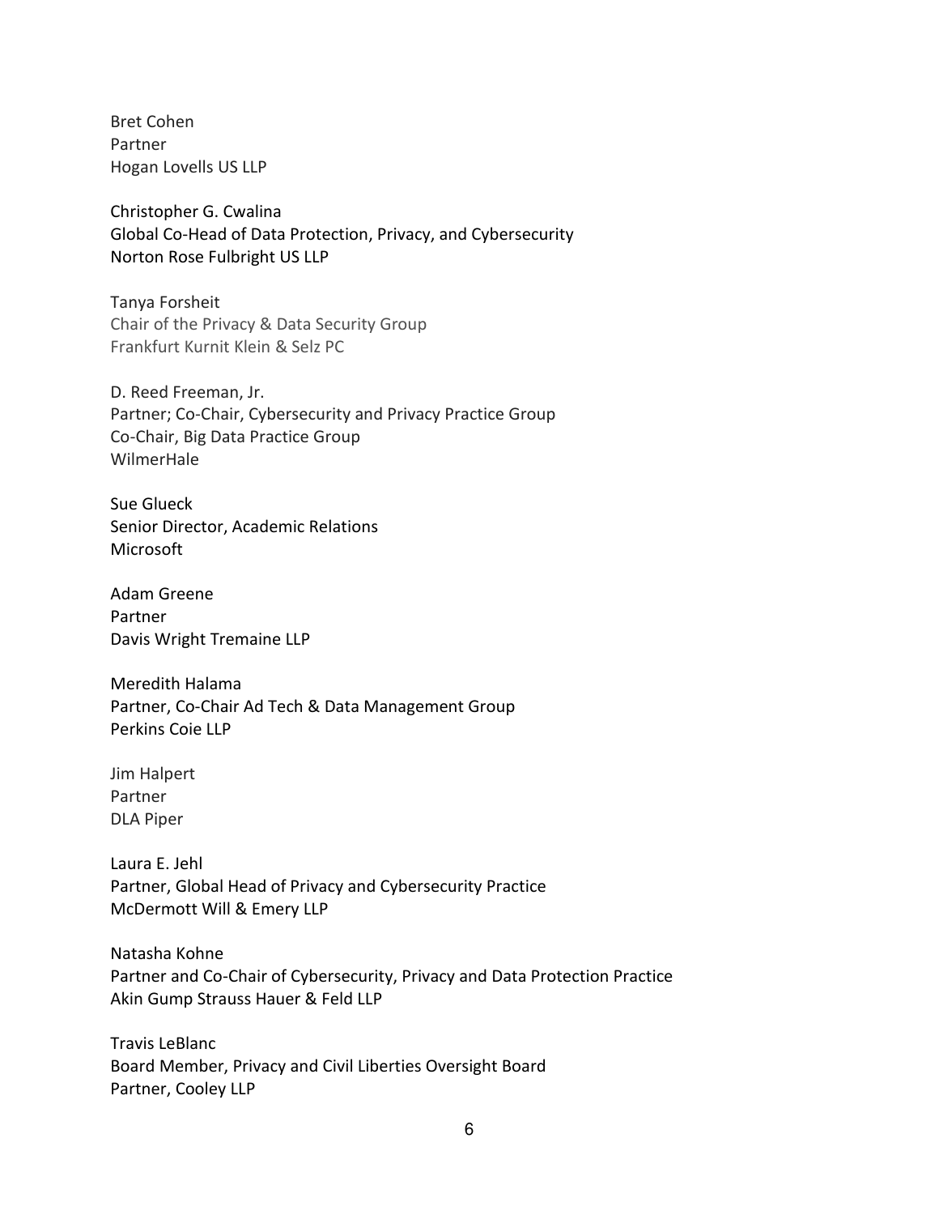Bret Cohen
Partner
Hogan Lovells US LLP

Christopher G. Cwalina
Global Co-Head of Data Protection, Privacy, and Cybersecurity
Norton Rose Fulbright US LLP

Tanya Forsheit
Chair of the Privacy & Data Security Group
Frankfurt Kurnit Klein & Selz PC

D. Reed Freeman, Jr.
Partner; Co-Chair, Cybersecurity and Privacy Practice Group
Co-Chair, Big Data Practice Group
WilmerHale

Sue Glueck
Senior Director, Academic Relations
Microsoft

Adam Greene
Partner
Davis Wright Tremaine LLP

Meredith Halama
Partner, Co-Chair Ad Tech & Data Management Group
Perkins Coie LLP

Jim Halpert
Partner
DLA Piper

Laura E. Jehl
Partner, Global Head of Privacy and Cybersecurity Practice
McDermott Will & Emery LLP

Natasha Kohne
Partner and Co-Chair of Cybersecurity, Privacy and Data Protection Practice
Akin Gump Strauss Hauer & Feld LLP

Travis LeBlanc
Board Member, Privacy and Civil Liberties Oversight Board
Partner, Cooley LLP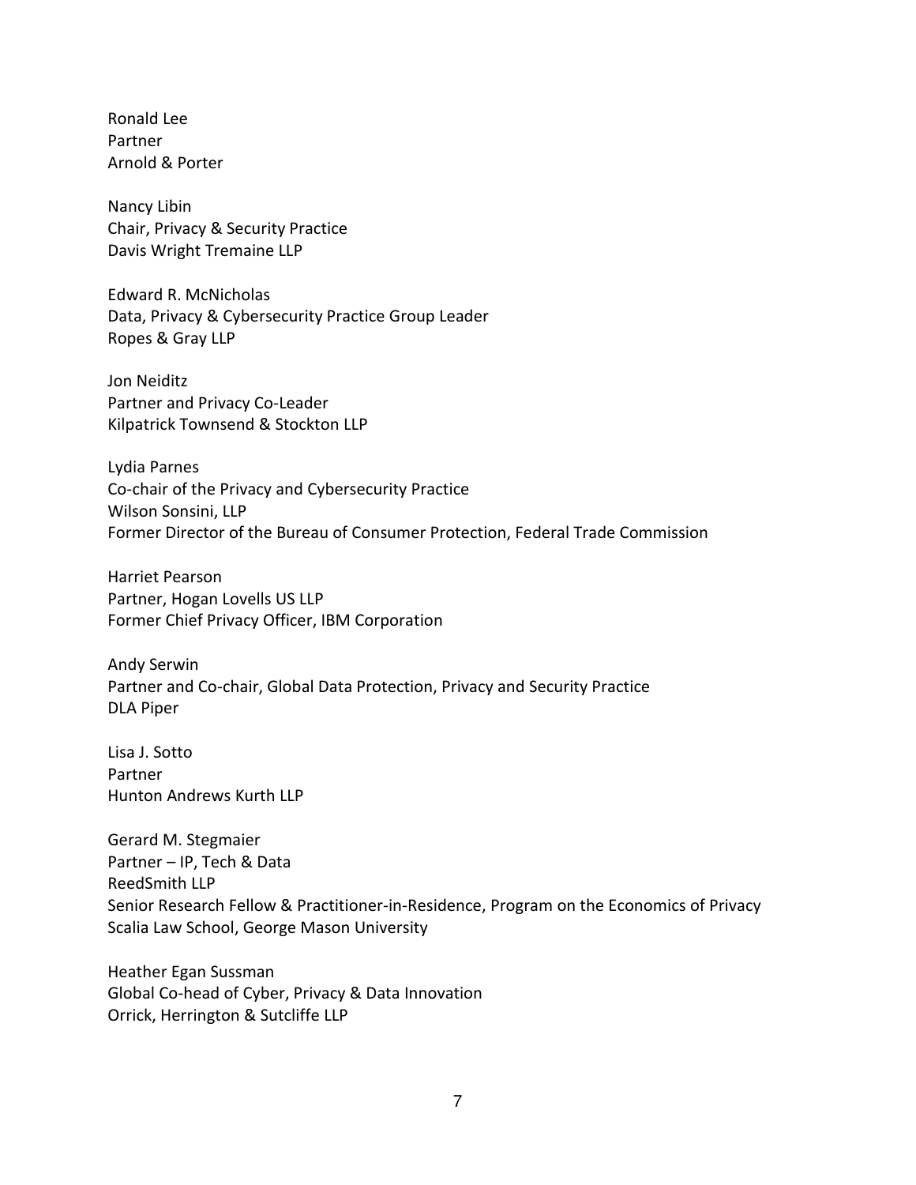Ronald Lee
Partner
Arnold & Porter

Nancy Libin
Chair, Privacy & Security Practice
Davis Wright Tremaine LLP

Edward R. McNicholas
Data, Privacy & Cybersecurity Practice Group Leader
Ropes & Gray LLP

Jon Neiditz
Partner and Privacy Co-Leader
Kilpatrick Townsend & Stockton LLP

Lydia Parnes
Co-chair of the Privacy and Cybersecurity Practice
Wilson Sonsini, LLP
Former Director of the Bureau of Consumer Protection, Federal Trade Commission

Harriet Pearson
Partner, Hogan Lovells US LLP
Former Chief Privacy Officer, IBM Corporation

Andy Serwin
Partner and Co-chair, Global Data Protection, Privacy and Security Practice
DLA Piper

Lisa J. Sotto
Partner
Hunton Andrews Kurth LLP

Gerard M. Stegmaier
Partner – IP, Tech & Data
ReedSmith LLP
Senior Research Fellow & Practitioner-in-Residence, Program on the Economics of Privacy
Scalia Law School, George Mason University

Heather Egan Sussman
Global Co-head of Cyber, Privacy & Data Innovation
Orrick, Herrington & Sutcliffe LLP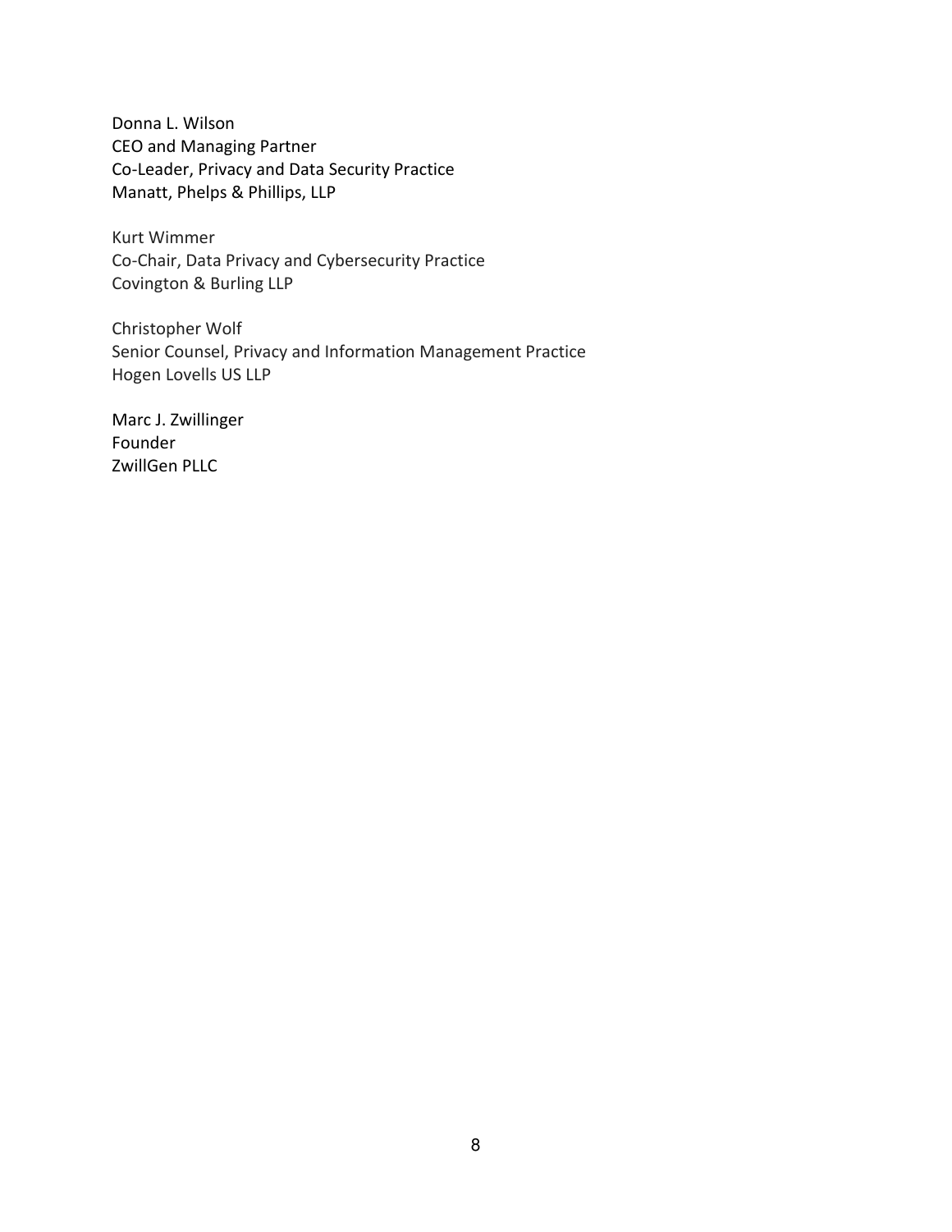Donna L. Wilson
CEO and Managing Partner
Co-Leader, Privacy and Data Security Practice
Manatt, Phelps & Phillips, LLP

Kurt Wimmer
Co-Chair, Data Privacy and Cybersecurity Practice
Covington & Burling LLP

Christopher Wolf
Senior Counsel, Privacy and Information Management Practice
Hogen Lovells US LLP

Marc J. Zwillinger
Founder
ZwillGen PLLC